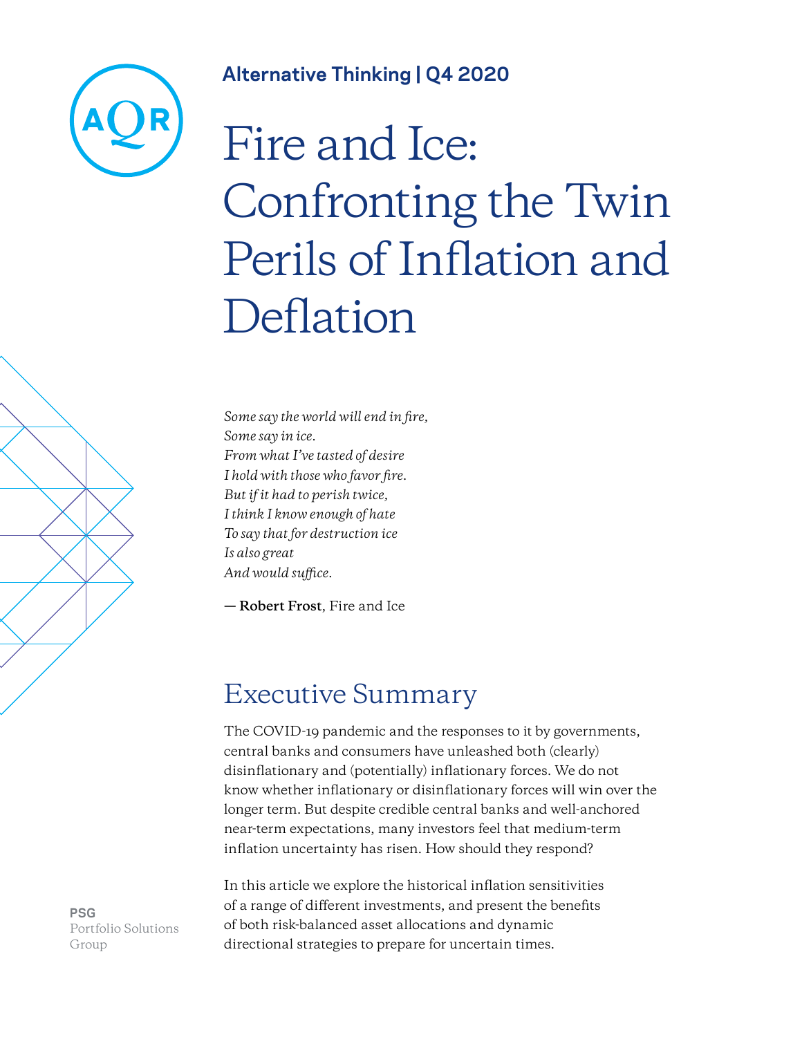**Alternative Thinking | Q4 2020**

# Fire and Ice: Confronting the Twin Perils of Inflation and Deflation

*Some say the world will end in fire,*
*Some say in ice.*
*From what I've tasted of desire*
*I hold with those who favor fire.*
*But if it had to perish twice,*
*I think I know enough of hate*
*To say that for destruction ice*
*Is also great*
*And would suffice.*

— **Robert Frost**, Fire and Ice

## Executive Summary

The COVID-19 pandemic and the responses to it by governments, central banks and consumers have unleashed both (clearly) disinflationary and (potentially) inflationary forces. We do not know whether inflationary or disinflationary forces will win over the longer term. But despite credible central banks and well-anchored near-term expectations, many investors feel that medium-term inflation uncertainty has risen. How should they respond?

In this article we explore the historical inflation sensitivities of a range of different investments, and present the benefits of both risk-balanced asset allocations and dynamic directional strategies to prepare for uncertain times.

**PSG**
Portfolio Solutions Group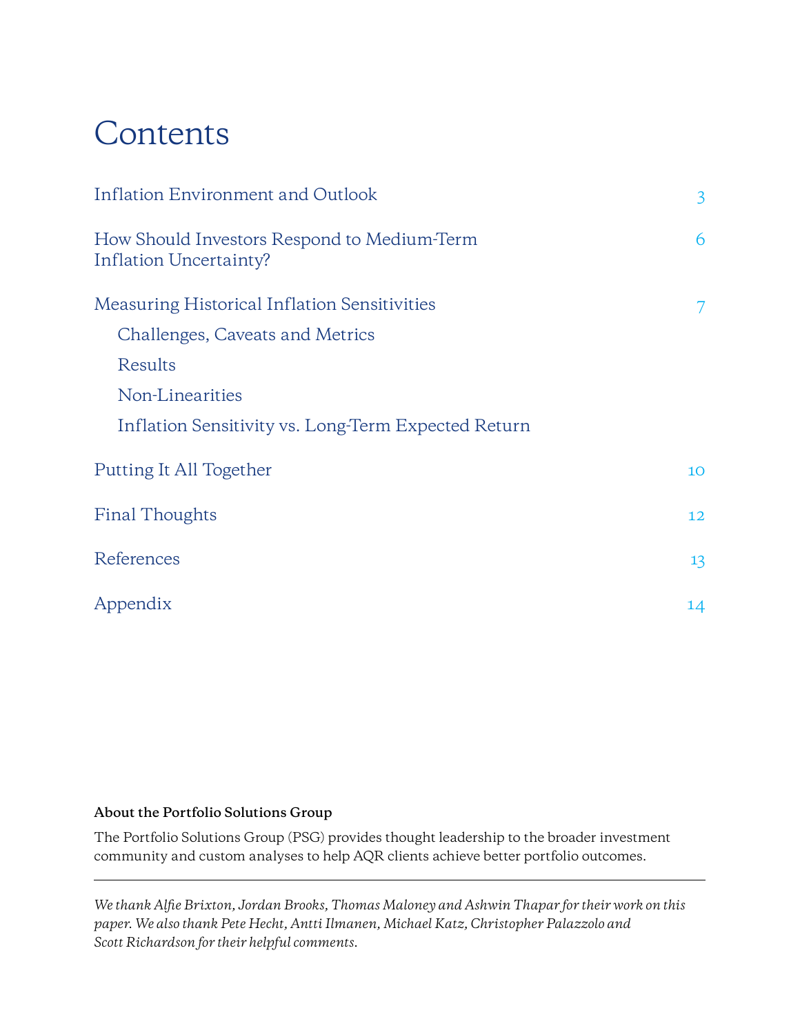# Contents

| | |
|---|---|
| Inflation Environment and Outlook | 3 |
| How Should Investors Respond to Medium-Term Inflation Uncertainty? | 6 |
| Measuring Historical Inflation Sensitivities | 7 |
| Challenges, Caveats and Metrics | |
| Results | |
| Non-Linearities | |
| Inflation Sensitivity vs. Long-Term Expected Return | |
| Putting It All Together | 10 |
| Final Thoughts | 12 |
| References | 13 |
| Appendix | 14 |

**About the Portfolio Solutions Group**

The Portfolio Solutions Group (PSG) provides thought leadership to the broader investment community and custom analyses to help AQR clients achieve better portfolio outcomes.

---

*We thank Alfie Brixton, Jordan Brooks, Thomas Maloney and Ashwin Thapar for their work on this paper. We also thank Pete Hecht, Antti Ilmanen, Michael Katz, Christopher Palazzolo and Scott Richardson for their helpful comments.*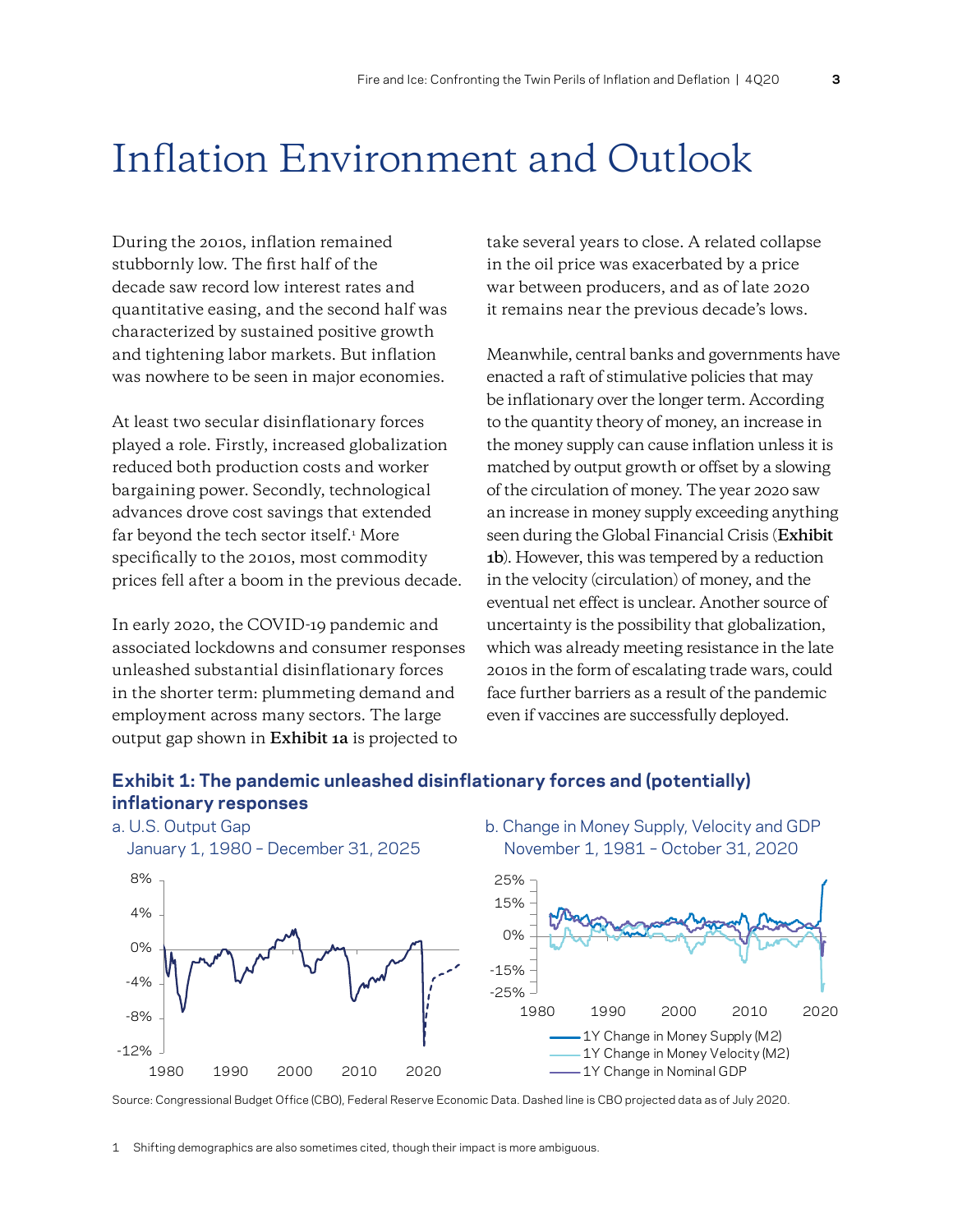# Inflation Environment and Outlook

During the 2010s, inflation remained stubbornly low. The first half of the decade saw record low interest rates and quantitative easing, and the second half was characterized by sustained positive growth and tightening labor markets. But inflation was nowhere to be seen in major economies.

At least two secular disinflationary forces played a role. Firstly, increased globalization reduced both production costs and worker bargaining power. Secondly, technological advances drove cost savings that extended far beyond the tech sector itself.[1] More specifically to the 2010s, most commodity prices fell after a boom in the previous decade.

In early 2020, the COVID-19 pandemic and associated lockdowns and consumer responses unleashed substantial disinflationary forces in the shorter term: plummeting demand and employment across many sectors. The large output gap shown in **Exhibit 1a** is projected to take several years to close. A related collapse in the oil price was exacerbated by a price war between producers, and as of late 2020 it remains near the previous decade's lows.

Meanwhile, central banks and governments have enacted a raft of stimulative policies that may be inflationary over the longer term. According to the quantity theory of money, an increase in the money supply can cause inflation unless it is matched by output growth or offset by a slowing of the circulation of money. The year 2020 saw an increase in money supply exceeding anything seen during the Global Financial Crisis (**Exhibit 1b**). However, this was tempered by a reduction in the velocity (circulation) of money, and the eventual net effect is unclear. Another source of uncertainty is the possibility that globalization, which was already meeting resistance in the late 2010s in the form of escalating trade wars, could face further barriers as a result of the pandemic even if vaccines are successfully deployed.

**Exhibit 1: The pandemic unleashed disinflationary forces and (potentially) inflationary responses**

a. U.S. Output Gap
January 1, 1980 – December 31, 2025

b. Change in Money Supply, Velocity and GDP
November 1, 1981 – October 31, 2020

Source: Congressional Budget Office (CBO), Federal Reserve Economic Data. Dashed line is CBO projected data as of July 2020.

[1] Shifting demographics are also sometimes cited, though their impact is more ambiguous.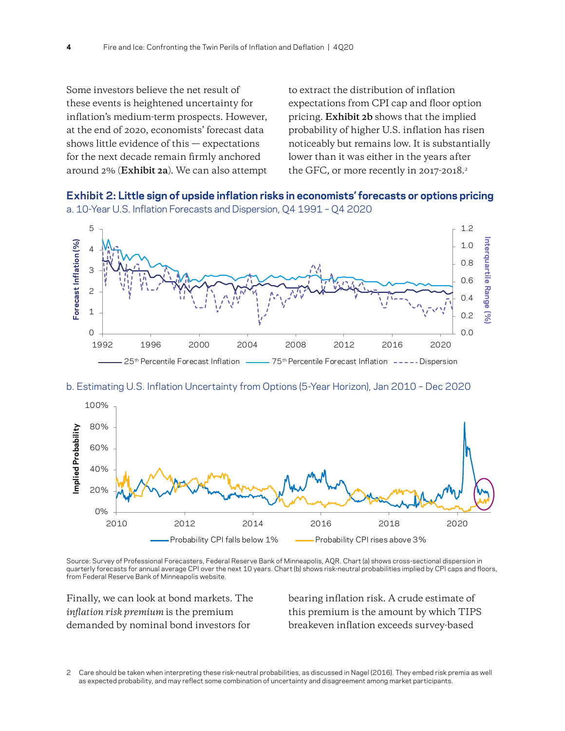Some investors believe the net result of these events is heightened uncertainty for inflation's medium-term prospects. However, at the end of 2020, economists' forecast data shows little evidence of this — expectations for the next decade remain firmly anchored around 2% (**Exhibit 2a**). We can also attempt to extract the distribution of inflation expectations from CPI cap and floor option pricing. **Exhibit 2b** shows that the implied probability of higher U.S. inflation has risen noticeably but remains low. It is substantially lower than it was either in the years after the GFC, or more recently in 2017-2018.[2]

### Exhibit 2: Little sign of upside inflation risks in economists' forecasts or options pricing

a. 10-Year U.S. Inflation Forecasts and Dispersion, Q4 1991 – Q4 2020

b. Estimating U.S. Inflation Uncertainty from Options (5-Year Horizon), Jan 2010 – Dec 2020

Source: Survey of Professional Forecasters, Federal Reserve Bank of Minneapolis, AQR. Chart (a) shows cross-sectional dispersion in quarterly forecasts for annual average CPI over the next 10 years. Chart (b) shows risk-neutral probabilities implied by CPI caps and floors, from Federal Reserve Bank of Minneapolis website.

Finally, we can look at bond markets. The *inflation risk premium* is the premium demanded by nominal bond investors for bearing inflation risk. A crude estimate of this premium is the amount by which TIPS breakeven inflation exceeds survey-based

2 Care should be taken when interpreting these risk-neutral probabilities, as discussed in Nagel (2016). They embed risk premia as well as expected probability, and may reflect some combination of uncertainty and disagreement among market participants.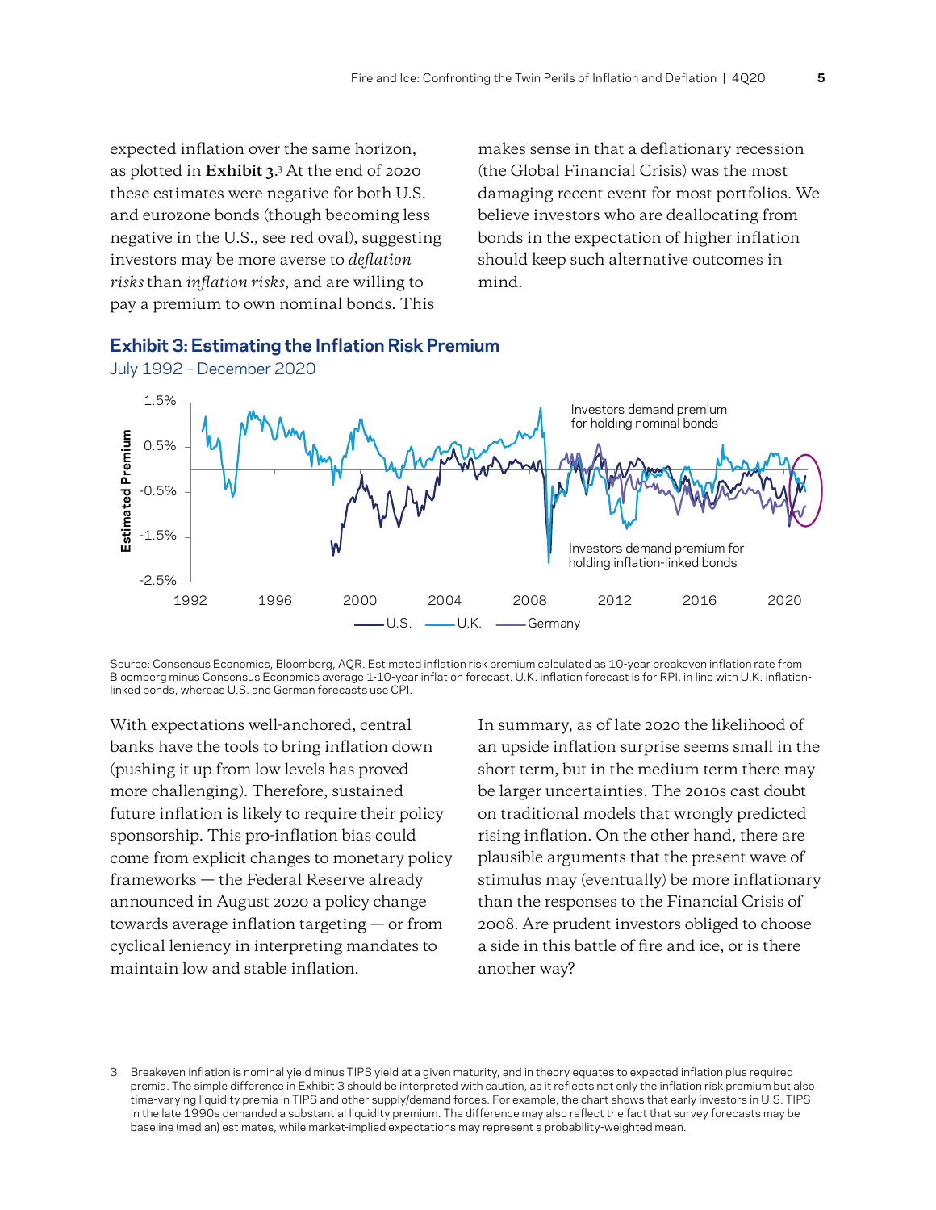expected inflation over the same horizon, as plotted in **Exhibit 3**.[3] At the end of 2020 these estimates were negative for both U.S. and eurozone bonds (though becoming less negative in the U.S., see red oval), suggesting investors may be more averse to *deflation risks* than *inflation risks*, and are willing to pay a premium to own nominal bonds. This makes sense in that a deflationary recession (the Global Financial Crisis) was the most damaging recent event for most portfolios. We believe investors who are deallocating from bonds in the expectation of higher inflation should keep such alternative outcomes in mind.

### Exhibit 3: Estimating the Inflation Risk Premium

July 1992 – December 2020

Source: Consensus Economics, Bloomberg, AQR. Estimated inflation risk premium calculated as 10-year breakeven inflation rate from Bloomberg minus Consensus Economics average 1-10-year inflation forecast. U.K. inflation forecast is for RPI, in line with U.K. inflation-linked bonds, whereas U.S. and German forecasts use CPI.

With expectations well-anchored, central banks have the tools to bring inflation down (pushing it up from low levels has proved more challenging). Therefore, sustained future inflation is likely to require their policy sponsorship. This pro-inflation bias could come from explicit changes to monetary policy frameworks — the Federal Reserve already announced in August 2020 a policy change towards average inflation targeting — or from cyclical leniency in interpreting mandates to maintain low and stable inflation.

In summary, as of late 2020 the likelihood of an upside inflation surprise seems small in the short term, but in the medium term there may be larger uncertainties. The 2010s cast doubt on traditional models that wrongly predicted rising inflation. On the other hand, there are plausible arguments that the present wave of stimulus may (eventually) be more inflationary than the responses to the Financial Crisis of 2008. Are prudent investors obliged to choose a side in this battle of fire and ice, or is there another way?

3 Breakeven inflation is nominal yield minus TIPS yield at a given maturity, and in theory equates to expected inflation plus required premia. The simple difference in Exhibit 3 should be interpreted with caution, as it reflects not only the inflation risk premium but also time-varying liquidity premia in TIPS and other supply/demand forces. For example, the chart shows that early investors in U.S. TIPS in the late 1990s demanded a substantial liquidity premium. The difference may also reflect the fact that survey forecasts may be baseline (median) estimates, while market-implied expectations may represent a probability-weighted mean.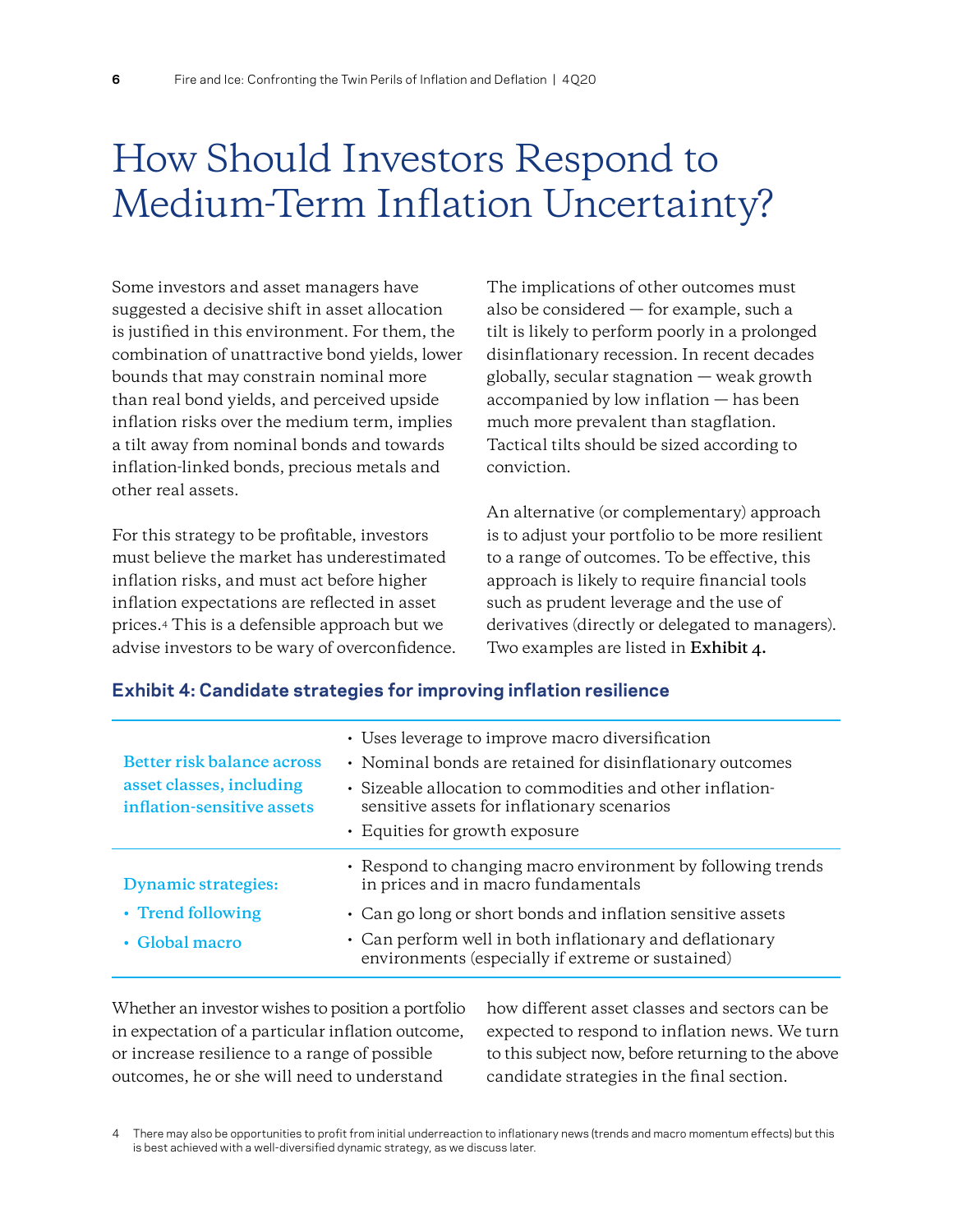# How Should Investors Respond to Medium-Term Inflation Uncertainty?

Some investors and asset managers have suggested a decisive shift in asset allocation is justified in this environment. For them, the combination of unattractive bond yields, lower bounds that may constrain nominal more than real bond yields, and perceived upside inflation risks over the medium term, implies a tilt away from nominal bonds and towards inflation-linked bonds, precious metals and other real assets.

For this strategy to be profitable, investors must believe the market has underestimated inflation risks, and must act before higher inflation expectations are reflected in asset prices.[4] This is a defensible approach but we advise investors to be wary of overconfidence. The implications of other outcomes must also be considered — for example, such a tilt is likely to perform poorly in a prolonged disinflationary recession. In recent decades globally, secular stagnation — weak growth accompanied by low inflation — has been much more prevalent than stagflation. Tactical tilts should be sized according to conviction.

An alternative (or complementary) approach is to adjust your portfolio to be more resilient to a range of outcomes. To be effective, this approach is likely to require financial tools such as prudent leverage and the use of derivatives (directly or delegated to managers). Two examples are listed in **Exhibit 4.**

### Exhibit 4: Candidate strategies for improving inflation resilience

| Strategy | Characteristics |
|---|---|
| Better risk balance across asset classes, including inflation-sensitive assets | • Uses leverage to improve macro diversification<br>• Nominal bonds are retained for disinflationary outcomes<br>• Sizeable allocation to commodities and other inflation-sensitive assets for inflationary scenarios<br>• Equities for growth exposure |
| Dynamic strategies:<br>• Trend following<br>• Global macro | • Respond to changing macro environment by following trends in prices and in macro fundamentals<br>• Can go long or short bonds and inflation sensitive assets<br>• Can perform well in both inflationary and deflationary environments (especially if extreme or sustained) |

Whether an investor wishes to position a portfolio in expectation of a particular inflation outcome, or increase resilience to a range of possible outcomes, he or she will need to understand how different asset classes and sectors can be expected to respond to inflation news. We turn to this subject now, before returning to the above candidate strategies in the final section.

[4] There may also be opportunities to profit from initial underreaction to inflationary news (trends and macro momentum effects) but this is best achieved with a well-diversified dynamic strategy, as we discuss later.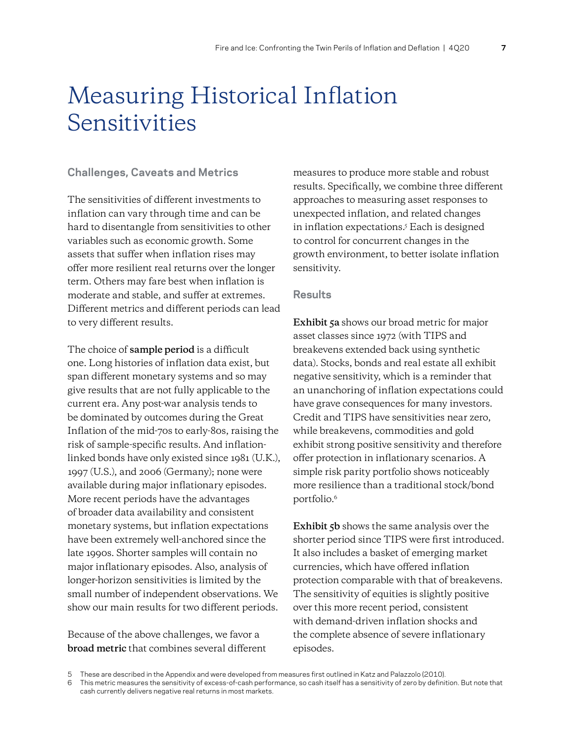# Measuring Historical Inflation Sensitivities

## Challenges, Caveats and Metrics

The sensitivities of different investments to inflation can vary through time and can be hard to disentangle from sensitivities to other variables such as economic growth. Some assets that suffer when inflation rises may offer more resilient real returns over the longer term. Others may fare best when inflation is moderate and stable, and suffer at extremes. Different metrics and different periods can lead to very different results.

The choice of **sample period** is a difficult one. Long histories of inflation data exist, but span different monetary systems and so may give results that are not fully applicable to the current era. Any post-war analysis tends to be dominated by outcomes during the Great Inflation of the mid-70s to early-80s, raising the risk of sample-specific results. And inflation-linked bonds have only existed since 1981 (U.K.), 1997 (U.S.), and 2006 (Germany); none were available during major inflationary episodes. More recent periods have the advantages of broader data availability and consistent monetary systems, but inflation expectations have been extremely well-anchored since the late 1990s. Shorter samples will contain no major inflationary episodes. Also, analysis of longer-horizon sensitivities is limited by the small number of independent observations. We show our main results for two different periods.

Because of the above challenges, we favor a **broad metric** that combines several different measures to produce more stable and robust results. Specifically, we combine three different approaches to measuring asset responses to unexpected inflation, and related changes in inflation expectations.[5] Each is designed to control for concurrent changes in the growth environment, to better isolate inflation sensitivity.

## Results

**Exhibit 5a** shows our broad metric for major asset classes since 1972 (with TIPS and breakevens extended back using synthetic data). Stocks, bonds and real estate all exhibit negative sensitivity, which is a reminder that an unanchoring of inflation expectations could have grave consequences for many investors. Credit and TIPS have sensitivities near zero, while breakevens, commodities and gold exhibit strong positive sensitivity and therefore offer protection in inflationary scenarios. A simple risk parity portfolio shows noticeably more resilience than a traditional stock/bond portfolio.[6]

**Exhibit 5b** shows the same analysis over the shorter period since TIPS were first introduced. It also includes a basket of emerging market currencies, which have offered inflation protection comparable with that of breakevens. The sensitivity of equities is slightly positive over this more recent period, consistent with demand-driven inflation shocks and the complete absence of severe inflationary episodes.

---

5 These are described in the Appendix and were developed from measures first outlined in Katz and Palazzolo (2010).

6 This metric measures the sensitivity of excess-of-cash performance, so cash itself has a sensitivity of zero by definition. But note that cash currently delivers negative real returns in most markets.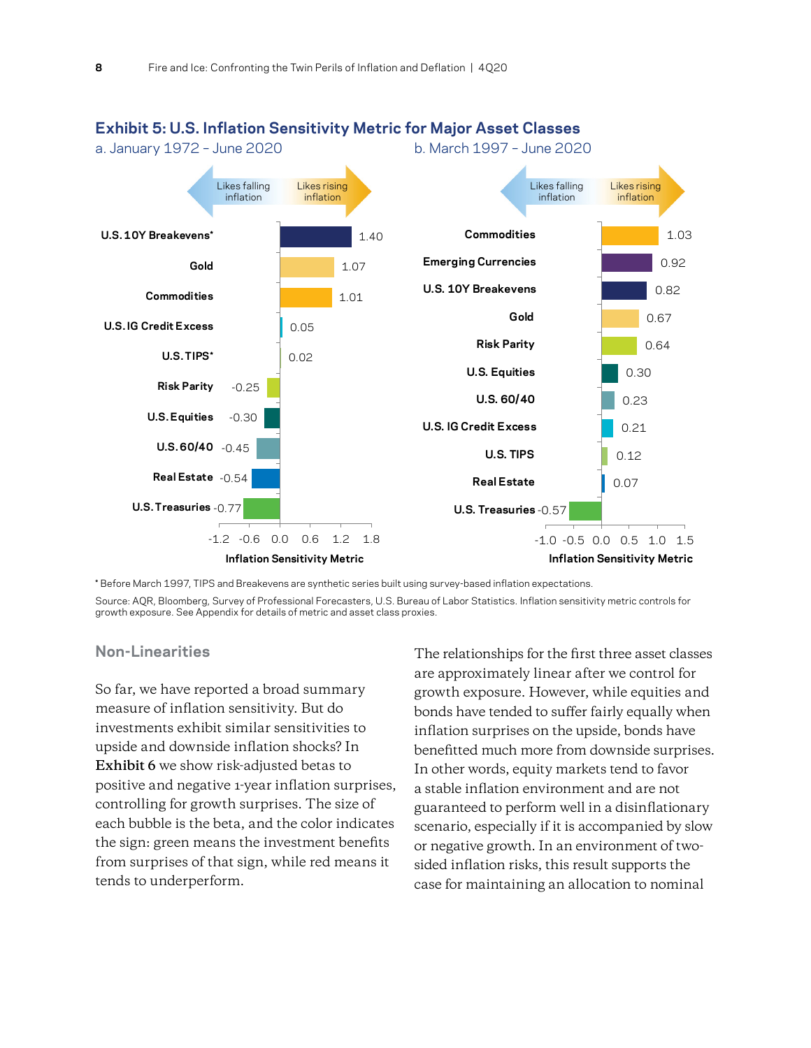### Exhibit 5: U.S. Inflation Sensitivity Metric for Major Asset Classes

a. January 1972 – June 2020

| Asset Class | Inflation Sensitivity Metric |
|---|---|
| U.S. 10Y Breakevens* | 1.40 |
| Gold | 1.07 |
| Commodities | 1.01 |
| U.S. IG Credit Excess | 0.05 |
| U.S. TIPS* | 0.02 |
| Risk Parity | -0.25 |
| U.S. Equities | -0.30 |
| U.S. 60/40 | -0.45 |
| Real Estate | -0.54 |
| U.S. Treasuries | -0.77 |

b. March 1997 – June 2020

| Asset Class | Inflation Sensitivity Metric |
|---|---|
| Commodities | 1.03 |
| Emerging Currencies | 0.92 |
| U.S. 10Y Breakevens | 0.82 |
| Gold | 0.67 |
| Risk Parity | 0.64 |
| U.S. Equities | 0.30 |
| U.S. 60/40 | 0.23 |
| U.S. IG Credit Excess | 0.21 |
| U.S. TIPS | 0.12 |
| Real Estate | 0.07 |
| U.S. Treasuries | -0.57 |

(Negative values: likes falling inflation; positive values: likes rising inflation.)

* Before March 1997, TIPS and Breakevens are synthetic series built using survey-based inflation expectations.

Source: AQR, Bloomberg, Survey of Professional Forecasters, U.S. Bureau of Labor Statistics. Inflation sensitivity metric controls for growth exposure. See Appendix for details of metric and asset class proxies.

## Non-Linearities

So far, we have reported a broad summary measure of inflation sensitivity. But do investments exhibit similar sensitivities to upside and downside inflation shocks? In **Exhibit 6** we show risk-adjusted betas to positive and negative 1-year inflation surprises, controlling for growth surprises. The size of each bubble is the beta, and the color indicates the sign: green means the investment benefits from surprises of that sign, while red means it tends to underperform.

The relationships for the first three asset classes are approximately linear after we control for growth exposure. However, while equities and bonds have tended to suffer fairly equally when inflation surprises on the upside, bonds have benefitted much more from downside surprises. In other words, equity markets tend to favor a stable inflation environment and are not guaranteed to perform well in a disinflationary scenario, especially if it is accompanied by slow or negative growth. In an environment of two-sided inflation risks, this result supports the case for maintaining an allocation to nominal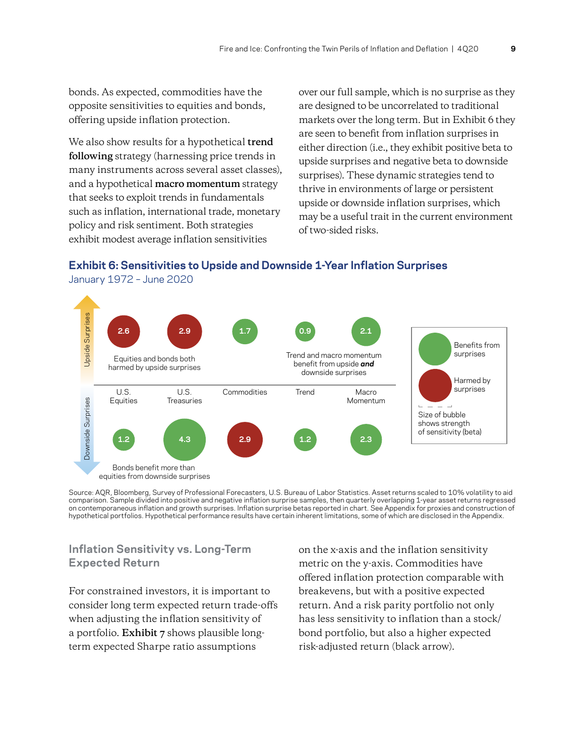bonds. As expected, commodities have the opposite sensitivities to equities and bonds, offering upside inflation protection.

We also show results for a hypothetical **trend following** strategy (harnessing price trends in many instruments across several asset classes), and a hypothetical **macro momentum** strategy that seeks to exploit trends in fundamentals such as inflation, international trade, monetary policy and risk sentiment. Both strategies exhibit modest average inflation sensitivities over our full sample, which is no surprise as they are designed to be uncorrelated to traditional markets over the long term. But in Exhibit 6 they are seen to benefit from inflation surprises in either direction (i.e., they exhibit positive beta to upside surprises and negative beta to downside surprises). These dynamic strategies tend to thrive in environments of large or persistent upside or downside inflation surprises, which may be a useful trait in the current environment of two-sided risks.

### Exhibit 6: Sensitivities to Upside and Downside 1-Year Inflation Surprises

January 1972 – June 2020

| | U.S. Equities | U.S. Treasuries | Commodities | Trend | Macro Momentum |
|---|---|---|---|---|---|
| Upside Surprises | 2.6 (Harmed) | 2.9 (Harmed) | 1.7 (Benefits) | 0.9 (Benefits) | 2.1 (Benefits) |
| Downside Surprises | 1.2 (Benefits) | 4.3 (Benefits) | 2.9 (Harmed) | 1.2 (Benefits) | 2.3 (Benefits) |

Equities and bonds both harmed by upside surprises

Trend and macro momentum benefit from upside ***and*** downside surprises

Bonds benefit more than equities from downside surprises

Benefits from surprises / Harmed by surprises. Size of bubble shows strength of sensitivity (beta)

Source: AQR, Bloomberg, Survey of Professional Forecasters, U.S. Bureau of Labor Statistics. Asset returns scaled to 10% volatility to aid comparison. Sample divided into positive and negative inflation surprise samples, then quarterly overlapping 1-year asset returns regressed on contemporaneous inflation and growth surprises. Inflation surprise betas reported in chart. See Appendix for proxies and construction of hypothetical portfolios. Hypothetical performance results have certain inherent limitations, some of which are disclosed in the Appendix.

## Inflation Sensitivity vs. Long-Term Expected Return

For constrained investors, it is important to consider long term expected return trade-offs when adjusting the inflation sensitivity of a portfolio. **Exhibit 7** shows plausible long-term expected Sharpe ratio assumptions on the x-axis and the inflation sensitivity metric on the y-axis. Commodities have offered inflation protection comparable with breakevens, but with a positive expected return. And a risk parity portfolio not only has less sensitivity to inflation than a stock/bond portfolio, but also a higher expected risk-adjusted return (black arrow).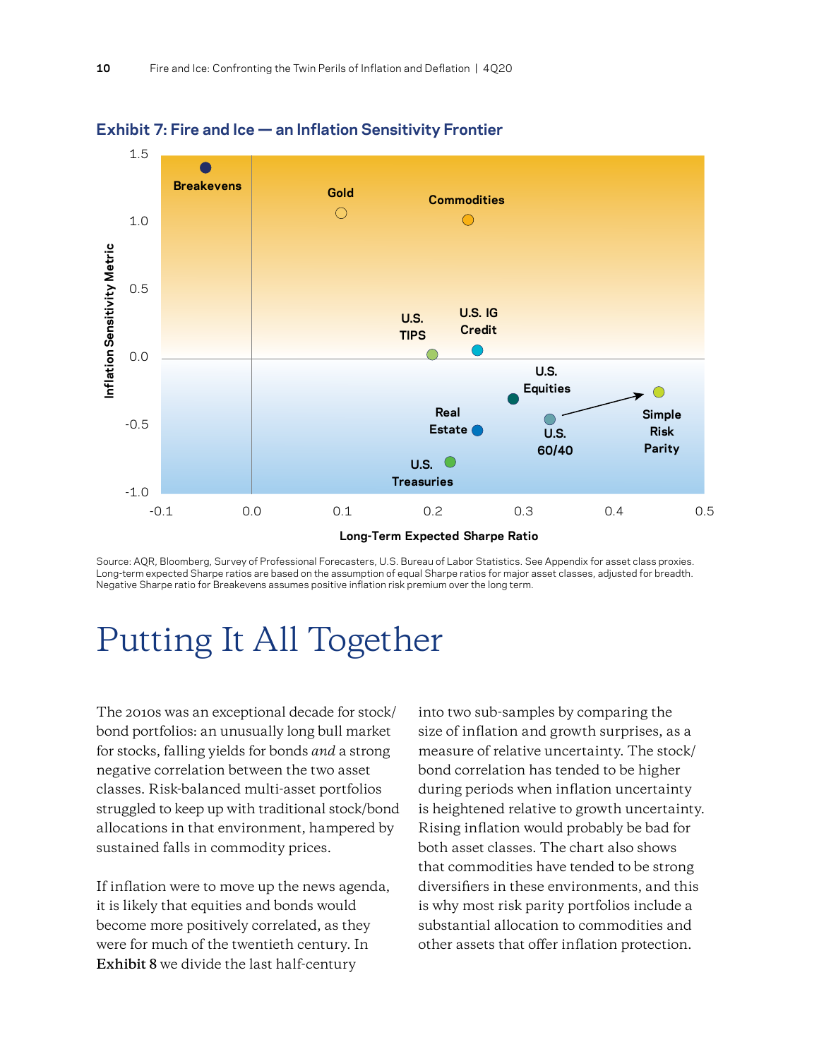**Exhibit 7: Fire and Ice — an Inflation Sensitivity Frontier**

Source: AQR, Bloomberg, Survey of Professional Forecasters, U.S. Bureau of Labor Statistics. See Appendix for asset class proxies. Long-term expected Sharpe ratios are based on the assumption of equal Sharpe ratios for major asset classes, adjusted for breadth. Negative Sharpe ratio for Breakevens assumes positive inflation risk premium over the long term.

# Putting It All Together

The 2010s was an exceptional decade for stock/bond portfolios: an unusually long bull market for stocks, falling yields for bonds *and* a strong negative correlation between the two asset classes. Risk-balanced multi-asset portfolios struggled to keep up with traditional stock/bond allocations in that environment, hampered by sustained falls in commodity prices.

If inflation were to move up the news agenda, it is likely that equities and bonds would become more positively correlated, as they were for much of the twentieth century. In **Exhibit 8** we divide the last half-century into two sub-samples by comparing the size of inflation and growth surprises, as a measure of relative uncertainty. The stock/bond correlation has tended to be higher during periods when inflation uncertainty is heightened relative to growth uncertainty. Rising inflation would probably be bad for both asset classes. The chart also shows that commodities have tended to be strong diversifiers in these environments, and this is why most risk parity portfolios include a substantial allocation to commodities and other assets that offer inflation protection.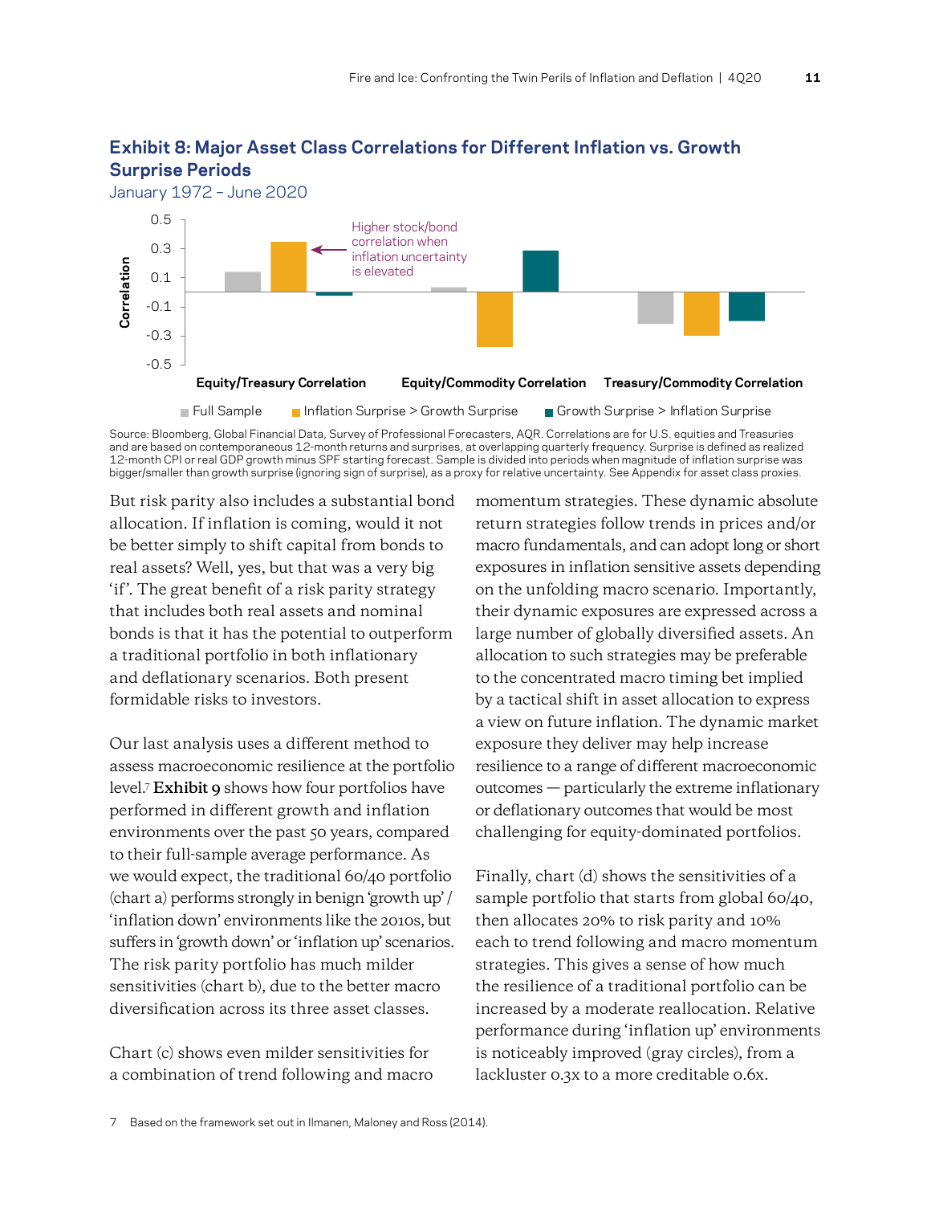## Exhibit 8: Major Asset Class Correlations for Different Inflation vs. Growth Surprise Periods

January 1972 – June 2020

Source: Bloomberg, Global Financial Data, Survey of Professional Forecasters, AQR. Correlations are for U.S. equities and Treasuries and are based on contemporaneous 12-month returns and surprises, at overlapping quarterly frequency. Surprise is defined as realized 12-month CPI or real GDP growth minus SPF starting forecast. Sample is divided into periods when magnitude of inflation surprise was bigger/smaller than growth surprise (ignoring sign of surprise), as a proxy for relative uncertainty. See Appendix for asset class proxies.

But risk parity also includes a substantial bond allocation. If inflation is coming, would it not be better simply to shift capital from bonds to real assets? Well, yes, but that was a very big 'if'. The great benefit of a risk parity strategy that includes both real assets and nominal bonds is that it has the potential to outperform a traditional portfolio in both inflationary and deflationary scenarios. Both present formidable risks to investors.

Our last analysis uses a different method to assess macroeconomic resilience at the portfolio level.[7] **Exhibit 9** shows how four portfolios have performed in different growth and inflation environments over the past 50 years, compared to their full-sample average performance. As we would expect, the traditional 60/40 portfolio (chart a) performs strongly in benign 'growth up' / 'inflation down' environments like the 2010s, but suffers in 'growth down' or 'inflation up' scenarios. The risk parity portfolio has much milder sensitivities (chart b), due to the better macro diversification across its three asset classes.

Chart (c) shows even milder sensitivities for a combination of trend following and macro momentum strategies. These dynamic absolute return strategies follow trends in prices and/or macro fundamentals, and can adopt long or short exposures in inflation sensitive assets depending on the unfolding macro scenario. Importantly, their dynamic exposures are expressed across a large number of globally diversified assets. An allocation to such strategies may be preferable to the concentrated macro timing bet implied by a tactical shift in asset allocation to express a view on future inflation. The dynamic market exposure they deliver may help increase resilience to a range of different macroeconomic outcomes — particularly the extreme inflationary or deflationary outcomes that would be most challenging for equity-dominated portfolios.

Finally, chart (d) shows the sensitivities of a sample portfolio that starts from global 60/40, then allocates 20% to risk parity and 10% each to trend following and macro momentum strategies. This gives a sense of how much the resilience of a traditional portfolio can be increased by a moderate reallocation. Relative performance during 'inflation up' environments is noticeably improved (gray circles), from a lackluster 0.3x to a more creditable 0.6x.

7 Based on the framework set out in Ilmanen, Maloney and Ross (2014).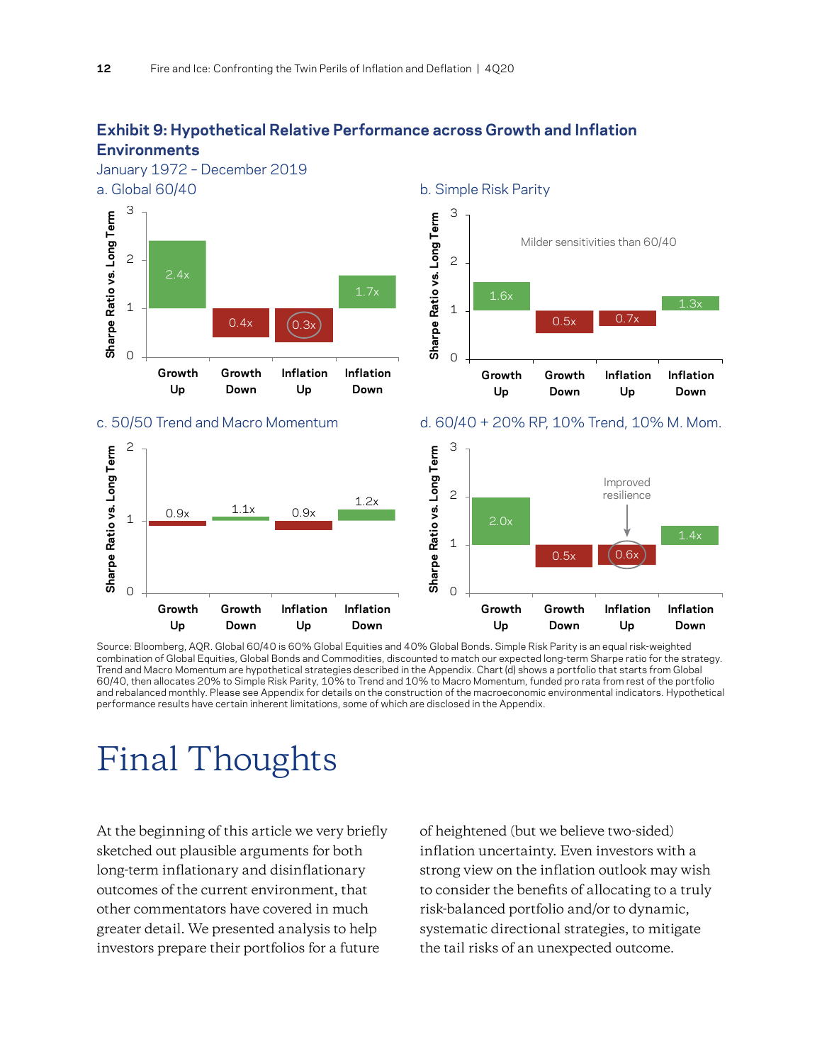### Exhibit 9: Hypothetical Relative Performance across Growth and Inflation Environments

January 1972 – December 2019

a. Global 60/40

| | Growth Up | Growth Down | Inflation Up | Inflation Down |
|---|---|---|---|---|
| Sharpe Ratio vs. Long Term | 2.4x | 0.4x | 0.3x | 1.7x |

b. Simple Risk Parity

Milder sensitivities than 60/40

| | Growth Up | Growth Down | Inflation Up | Inflation Down |
|---|---|---|---|---|
| Sharpe Ratio vs. Long Term | 1.6x | 0.5x | 0.7x | 1.3x |

c. 50/50 Trend and Macro Momentum

| | Growth Up | Growth Down | Inflation Up | Inflation Down |
|---|---|---|---|---|
| Sharpe Ratio vs. Long Term | 0.9x | 1.1x | 0.9x | 1.2x |

d. 60/40 + 20% RP, 10% Trend, 10% M. Mom.

Improved resilience

| | Growth Up | Growth Down | Inflation Up | Inflation Down |
|---|---|---|---|---|
| Sharpe Ratio vs. Long Term | 2.0x | 0.5x | 0.6x | 1.4x |

Source: Bloomberg, AQR. Global 60/40 is 60% Global Equities and 40% Global Bonds. Simple Risk Parity is an equal risk-weighted combination of Global Equities, Global Bonds and Commodities, discounted to match our expected long-term Sharpe ratio for the strategy. Trend and Macro Momentum are hypothetical strategies described in the Appendix. Chart (d) shows a portfolio that starts from Global 60/40, then allocates 20% to Simple Risk Parity, 10% to Trend and 10% to Macro Momentum, funded pro rata from rest of the portfolio and rebalanced monthly. Please see Appendix for details on the construction of the macroeconomic environmental indicators. Hypothetical performance results have certain inherent limitations, some of which are disclosed in the Appendix.

# Final Thoughts

At the beginning of this article we very briefly sketched out plausible arguments for both long-term inflationary and disinflationary outcomes of the current environment, that other commentators have covered in much greater detail. We presented analysis to help investors prepare their portfolios for a future of heightened (but we believe two-sided) inflation uncertainty. Even investors with a strong view on the inflation outlook may wish to consider the benefits of allocating to a truly risk-balanced portfolio and/or to dynamic, systematic directional strategies, to mitigate the tail risks of an unexpected outcome.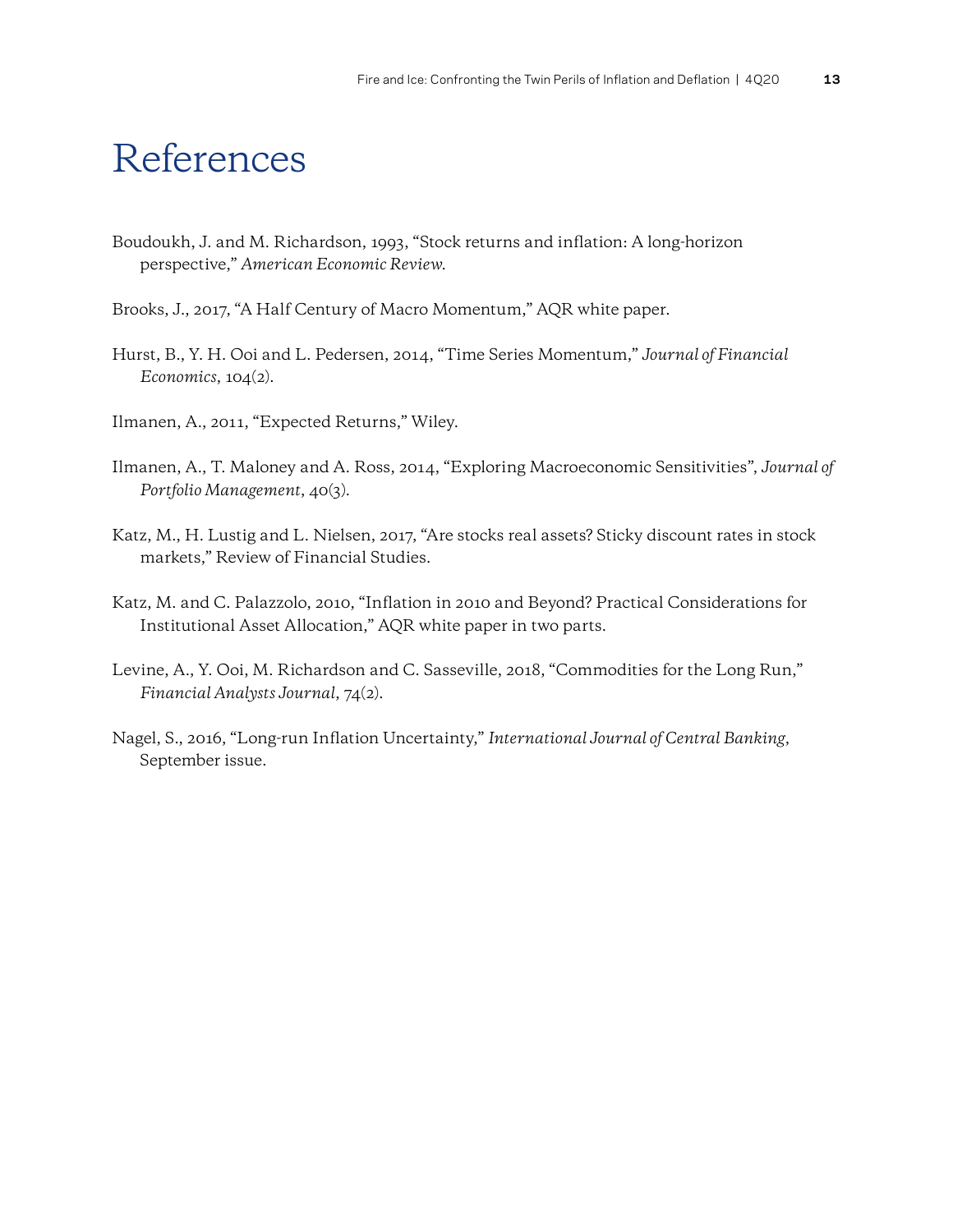# References

Boudoukh, J. and M. Richardson, 1993, "Stock returns and inflation: A long-horizon perspective," *American Economic Review*.

Brooks, J., 2017, "A Half Century of Macro Momentum," AQR white paper.

Hurst, B., Y. H. Ooi and L. Pedersen, 2014, "Time Series Momentum," *Journal of Financial Economics*, 104(2).

Ilmanen, A., 2011, "Expected Returns," Wiley.

Ilmanen, A., T. Maloney and A. Ross, 2014, "Exploring Macroeconomic Sensitivities", *Journal of Portfolio Management*, 40(3).

Katz, M., H. Lustig and L. Nielsen, 2017, "Are stocks real assets? Sticky discount rates in stock markets," Review of Financial Studies.

Katz, M. and C. Palazzolo, 2010, "Inflation in 2010 and Beyond? Practical Considerations for Institutional Asset Allocation," AQR white paper in two parts.

Levine, A., Y. Ooi, M. Richardson and C. Sasseville, 2018, "Commodities for the Long Run," *Financial Analysts Journal*, 74(2).

Nagel, S., 2016, "Long-run Inflation Uncertainty," *International Journal of Central Banking*, September issue.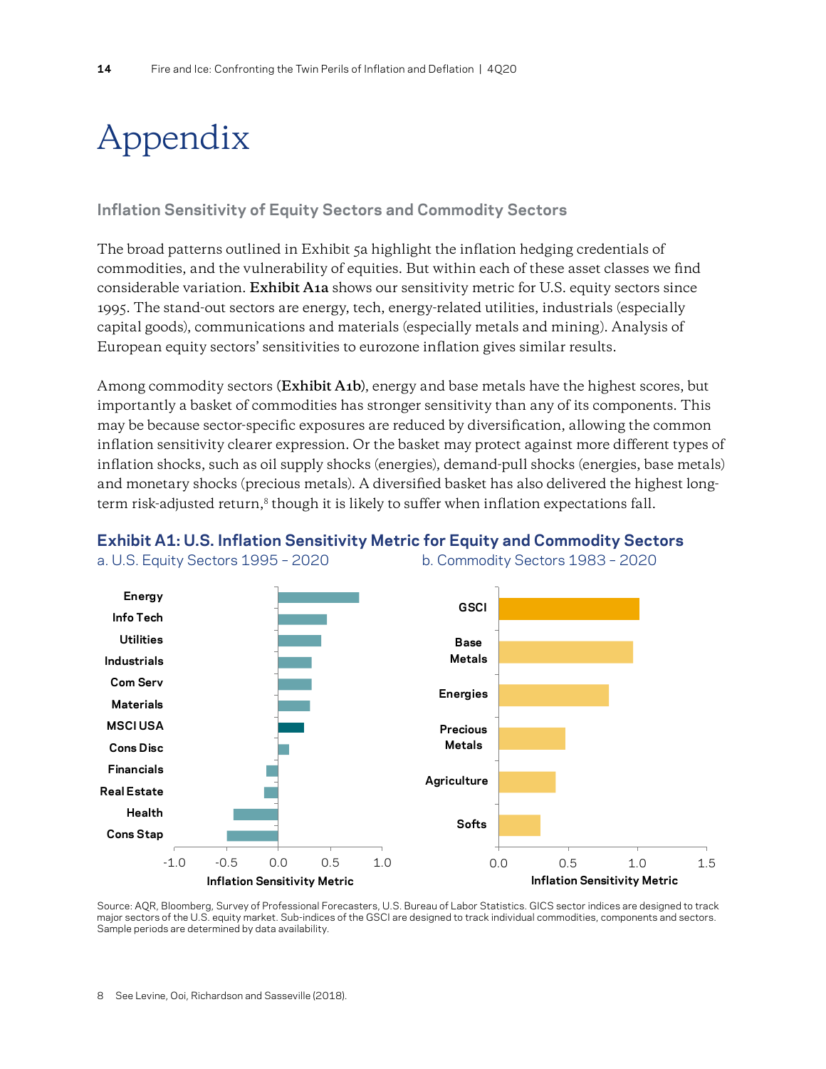# Appendix

### Inflation Sensitivity of Equity Sectors and Commodity Sectors

The broad patterns outlined in Exhibit 5a highlight the inflation hedging credentials of commodities, and the vulnerability of equities. But within each of these asset classes we find considerable variation. **Exhibit A1a** shows our sensitivity metric for U.S. equity sectors since 1995. The stand-out sectors are energy, tech, energy-related utilities, industrials (especially capital goods), communications and materials (especially metals and mining). Analysis of European equity sectors' sensitivities to eurozone inflation gives similar results.

Among commodity sectors (**Exhibit A1b**), energy and base metals have the highest scores, but importantly a basket of commodities has stronger sensitivity than any of its components. This may be because sector-specific exposures are reduced by diversification, allowing the common inflation sensitivity clearer expression. Or the basket may protect against more different types of inflation shocks, such as oil supply shocks (energies), demand-pull shocks (energies, base metals) and monetary shocks (precious metals). A diversified basket has also delivered the highest long-term risk-adjusted return,[8] though it is likely to suffer when inflation expectations fall.

**Exhibit A1: U.S. Inflation Sensitivity Metric for Equity and Commodity Sectors**

a. U.S. Equity Sectors 1995 – 2020

| Sector | Inflation Sensitivity Metric (approx.) |
|---|---|
| Energy | 0.78 |
| Info Tech | 0.47 |
| Utilities | 0.42 |
| Industrials | 0.32 |
| Com Serv | 0.32 |
| Materials | 0.31 |
| MSCI USA | 0.25 |
| Cons Disc | 0.11 |
| Financials | -0.11 |
| Real Estate | -0.13 |
| Health | -0.43 |
| Cons Stap | -0.49 |

b. Commodity Sectors 1983 – 2020

| Sector | Inflation Sensitivity Metric (approx.) |
|---|---|
| GSCI | 1.02 |
| Base Metals | 0.97 |
| Energies | 0.80 |
| Precious Metals | 0.48 |
| Agriculture | 0.41 |
| Softs | 0.30 |

Source: AQR, Bloomberg, Survey of Professional Forecasters, U.S. Bureau of Labor Statistics. GICS sector indices are designed to track major sectors of the U.S. equity market. Sub-indices of the GSCI are designed to track individual commodities, components and sectors. Sample periods are determined by data availability.

8 See Levine, Ooi, Richardson and Sasseville (2018).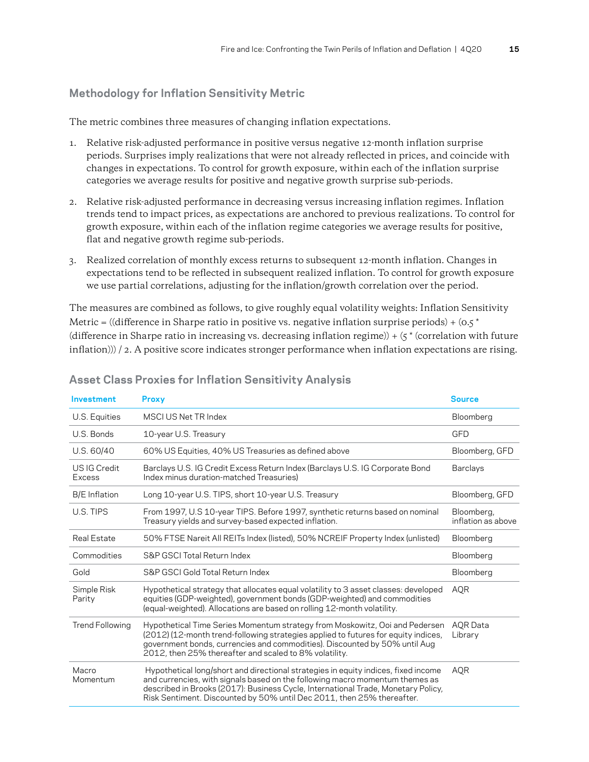## Methodology for Inflation Sensitivity Metric

The metric combines three measures of changing inflation expectations.

1. Relative risk-adjusted performance in positive versus negative 12-month inflation surprise periods. Surprises imply realizations that were not already reflected in prices, and coincide with changes in expectations. To control for growth exposure, within each of the inflation surprise categories we average results for positive and negative growth surprise sub-periods.

2. Relative risk-adjusted performance in decreasing versus increasing inflation regimes. Inflation trends tend to impact prices, as expectations are anchored to previous realizations. To control for growth exposure, within each of the inflation regime categories we average results for positive, flat and negative growth regime sub-periods.

3. Realized correlation of monthly excess returns to subsequent 12-month inflation. Changes in expectations tend to be reflected in subsequent realized inflation. To control for growth exposure we use partial correlations, adjusting for the inflation/growth correlation over the period.

The measures are combined as follows, to give roughly equal volatility weights: Inflation Sensitivity Metric = ((difference in Sharpe ratio in positive vs. negative inflation surprise periods) + (0.5 * (difference in Sharpe ratio in increasing vs. decreasing inflation regime)) + (5 * (correlation with future inflation))) / 2. A positive score indicates stronger performance when inflation expectations are rising.

## Asset Class Proxies for Inflation Sensitivity Analysis

| Investment | Proxy | Source |
|---|---|---|
| U.S. Equities | MSCI US Net TR Index | Bloomberg |
| U.S. Bonds | 10-year U.S. Treasury | GFD |
| U.S. 60/40 | 60% US Equities, 40% US Treasuries as defined above | Bloomberg, GFD |
| US IG Credit Excess | Barclays U.S. IG Credit Excess Return Index (Barclays U.S. IG Corporate Bond Index minus duration-matched Treasuries) | Barclays |
| B/E Inflation | Long 10-year U.S. TIPS, short 10-year U.S. Treasury | Bloomberg, GFD |
| U.S. TIPS | From 1997, U.S 10-year TIPS. Before 1997, synthetic returns based on nominal Treasury yields and survey-based expected inflation. | Bloomberg, inflation as above |
| Real Estate | 50% FTSE Nareit All REITs Index (listed), 50% NCREIF Property Index (unlisted) | Bloomberg |
| Commodities | S&P GSCI Total Return Index | Bloomberg |
| Gold | S&P GSCI Gold Total Return Index | Bloomberg |
| Simple Risk Parity | Hypothetical strategy that allocates equal volatility to 3 asset classes: developed equities (GDP-weighted), government bonds (GDP-weighted) and commodities (equal-weighted). Allocations are based on rolling 12-month volatility. | AQR |
| Trend Following | Hypothetical Time Series Momentum strategy from Moskowitz, Ooi and Pedersen (2012) (12-month trend-following strategies applied to futures for equity indices, government bonds, currencies and commodities). Discounted by 50% until Aug 2012, then 25% thereafter and scaled to 8% volatility. | AQR Data Library |
| Macro Momentum | Hypothetical long/short and directional strategies in equity indices, fixed income and currencies, with signals based on the following macro momentum themes as described in Brooks (2017): Business Cycle, International Trade, Monetary Policy, Risk Sentiment. Discounted by 50% until Dec 2011, then 25% thereafter. | AQR |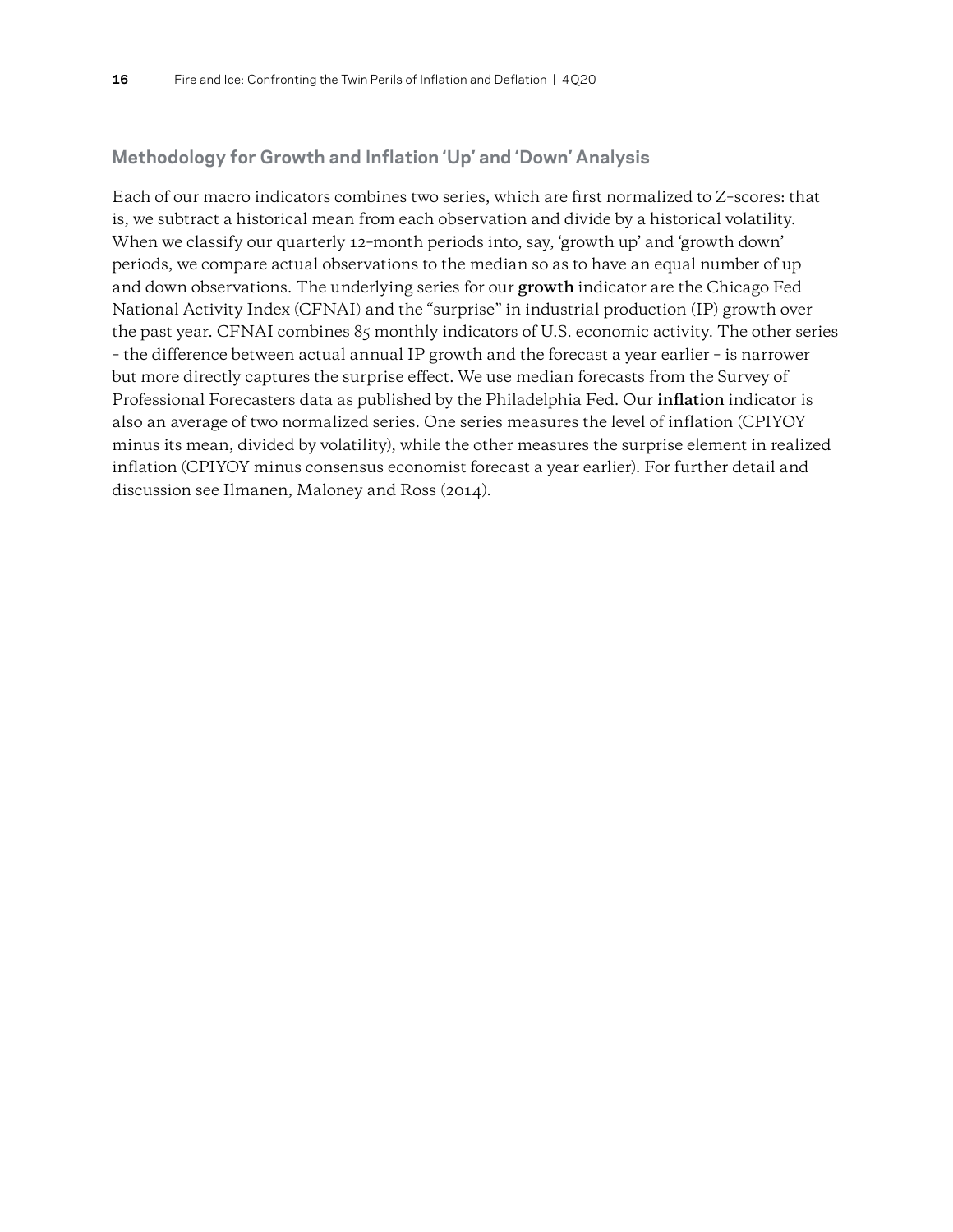## Methodology for Growth and Inflation 'Up' and 'Down' Analysis

Each of our macro indicators combines two series, which are first normalized to Z-scores: that is, we subtract a historical mean from each observation and divide by a historical volatility. When we classify our quarterly 12-month periods into, say, 'growth up' and 'growth down' periods, we compare actual observations to the median so as to have an equal number of up and down observations. The underlying series for our **growth** indicator are the Chicago Fed National Activity Index (CFNAI) and the "surprise" in industrial production (IP) growth over the past year. CFNAI combines 85 monthly indicators of U.S. economic activity. The other series – the difference between actual annual IP growth and the forecast a year earlier – is narrower but more directly captures the surprise effect. We use median forecasts from the Survey of Professional Forecasters data as published by the Philadelphia Fed. Our **inflation** indicator is also an average of two normalized series. One series measures the level of inflation (CPIYOY minus its mean, divided by volatility), while the other measures the surprise element in realized inflation (CPIYOY minus consensus economist forecast a year earlier). For further detail and discussion see Ilmanen, Maloney and Ross (2014).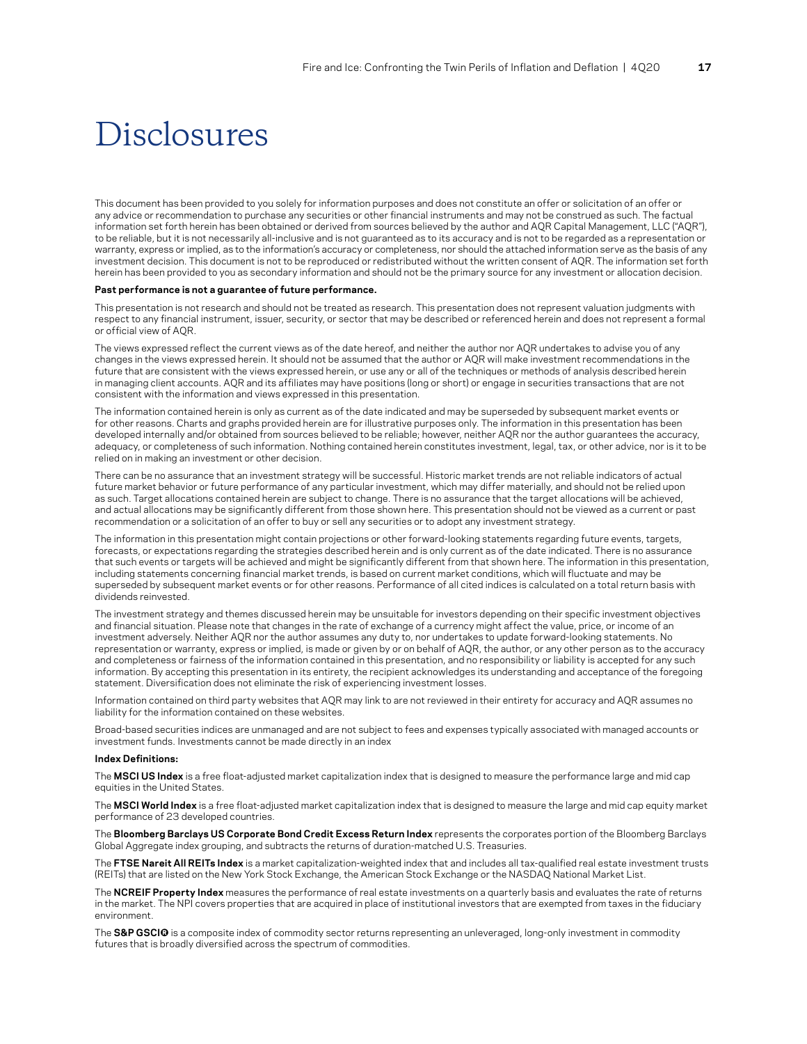# Disclosures

This document has been provided to you solely for information purposes and does not constitute an offer or solicitation of an offer or any advice or recommendation to purchase any securities or other financial instruments and may not be construed as such. The factual information set forth herein has been obtained or derived from sources believed by the author and AQR Capital Management, LLC ("AQR"), to be reliable, but it is not necessarily all-inclusive and is not guaranteed as to its accuracy and is not to be regarded as a representation or warranty, express or implied, as to the information's accuracy or completeness, nor should the attached information serve as the basis of any investment decision. This document is not to be reproduced or redistributed without the written consent of AQR. The information set forth herein has been provided to you as secondary information and should not be the primary source for any investment or allocation decision.

**Past performance is not a guarantee of future performance.**

This presentation is not research and should not be treated as research. This presentation does not represent valuation judgments with respect to any financial instrument, issuer, security, or sector that may be described or referenced herein and does not represent a formal or official view of AQR.

The views expressed reflect the current views as of the date hereof, and neither the author nor AQR undertakes to advise you of any changes in the views expressed herein. It should not be assumed that the author or AQR will make investment recommendations in the future that are consistent with the views expressed herein, or use any or all of the techniques or methods of analysis described herein in managing client accounts. AQR and its affiliates may have positions (long or short) or engage in securities transactions that are not consistent with the information and views expressed in this presentation.

The information contained herein is only as current as of the date indicated and may be superseded by subsequent market events or for other reasons. Charts and graphs provided herein are for illustrative purposes only. The information in this presentation has been developed internally and/or obtained from sources believed to be reliable; however, neither AQR nor the author guarantees the accuracy, adequacy, or completeness of such information. Nothing contained herein constitutes investment, legal, tax, or other advice, nor is it to be relied on in making an investment or other decision.

There can be no assurance that an investment strategy will be successful. Historic market trends are not reliable indicators of actual future market behavior or future performance of any particular investment, which may differ materially, and should not be relied upon as such. Target allocations contained herein are subject to change. There is no assurance that the target allocations will be achieved, and actual allocations may be significantly different from those shown here. This presentation should not be viewed as a current or past recommendation or a solicitation of an offer to buy or sell any securities or to adopt any investment strategy.

The information in this presentation might contain projections or other forward-looking statements regarding future events, targets, forecasts, or expectations regarding the strategies described herein and is only current as of the date indicated. There is no assurance that such events or targets will be achieved and might be significantly different from that shown here. The information in this presentation, including statements concerning financial market trends, is based on current market conditions, which will fluctuate and may be superseded by subsequent market events or for other reasons. Performance of all cited indices is calculated on a total return basis with dividends reinvested.

The investment strategy and themes discussed herein may be unsuitable for investors depending on their specific investment objectives and financial situation. Please note that changes in the rate of exchange of a currency might affect the value, price, or income of an investment adversely. Neither AQR nor the author assumes any duty to, nor undertakes to update forward-looking statements. No representation or warranty, express or implied, is made or given by or on behalf of AQR, the author, or any other person as to the accuracy and completeness or fairness of the information contained in this presentation, and no responsibility or liability is accepted for any such information. By accepting this presentation in its entirety, the recipient acknowledges its understanding and acceptance of the foregoing statement. Diversification does not eliminate the risk of experiencing investment losses.

Information contained on third party websites that AQR may link to are not reviewed in their entirety for accuracy and AQR assumes no liability for the information contained on these websites.

Broad-based securities indices are unmanaged and are not subject to fees and expenses typically associated with managed accounts or investment funds. Investments cannot be made directly in an index

**Index Definitions:**

The **MSCI US Index** is a free float-adjusted market capitalization index that is designed to measure the performance large and mid cap equities in the United States.

The **MSCI World Index** is a free float-adjusted market capitalization index that is designed to measure the large and mid cap equity market performance of 23 developed countries.

The **Bloomberg Barclays US Corporate Bond Credit Excess Return Index** represents the corporates portion of the Bloomberg Barclays Global Aggregate index grouping, and subtracts the returns of duration-matched U.S. Treasuries.

The **FTSE Nareit All REITs Index** is a market capitalization-weighted index that and includes all tax-qualified real estate investment trusts (REITs) that are listed on the New York Stock Exchange, the American Stock Exchange or the NASDAQ National Market List.

The **NCREIF Property Index** measures the performance of real estate investments on a quarterly basis and evaluates the rate of returns in the market. The NPI covers properties that are acquired in place of institutional investors that are exempted from taxes in the fiduciary environment.

The **S&P GSCI®** is a composite index of commodity sector returns representing an unleveraged, long-only investment in commodity futures that is broadly diversified across the spectrum of commodities.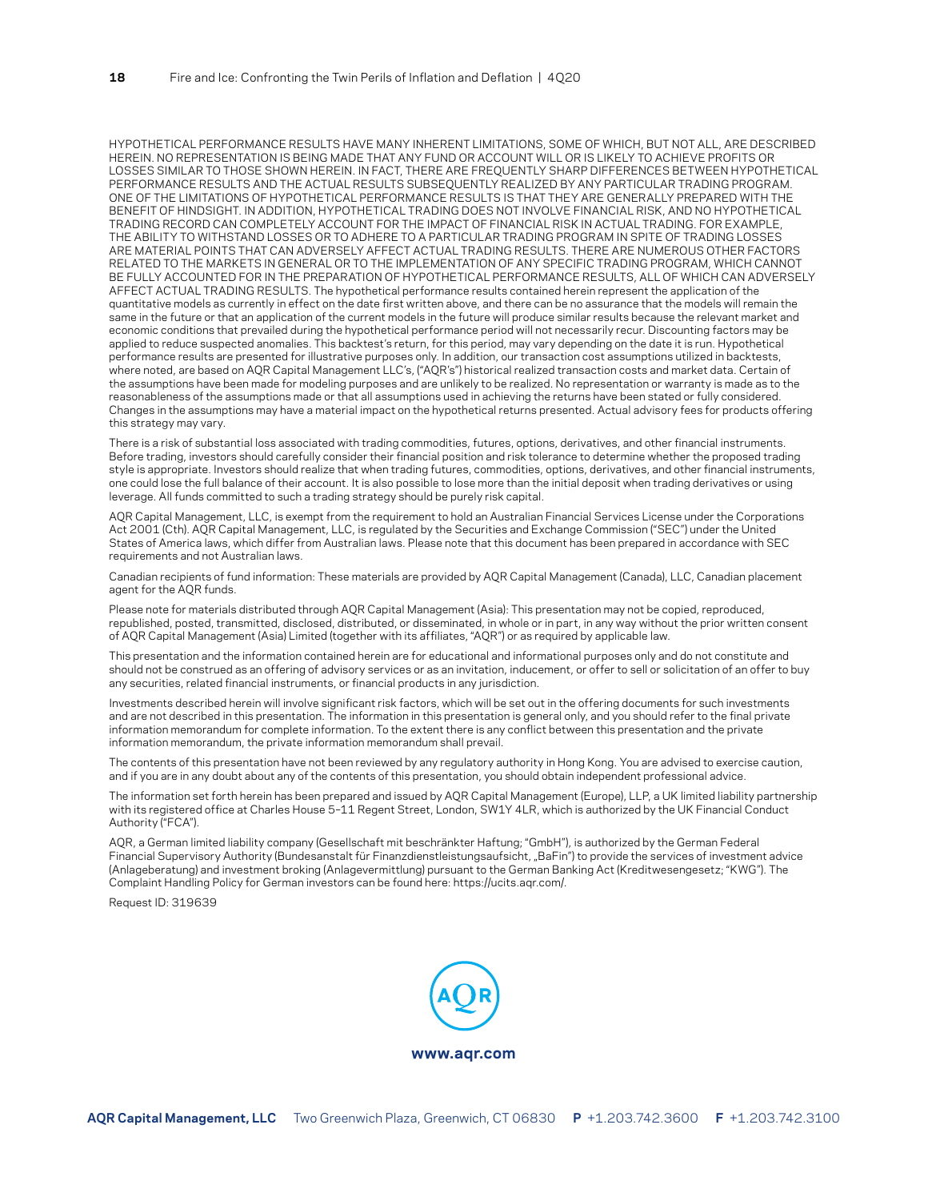HYPOTHETICAL PERFORMANCE RESULTS HAVE MANY INHERENT LIMITATIONS, SOME OF WHICH, BUT NOT ALL, ARE DESCRIBED HEREIN. NO REPRESENTATION IS BEING MADE THAT ANY FUND OR ACCOUNT WILL OR IS LIKELY TO ACHIEVE PROFITS OR LOSSES SIMILAR TO THOSE SHOWN HEREIN. IN FACT, THERE ARE FREQUENTLY SHARP DIFFERENCES BETWEEN HYPOTHETICAL PERFORMANCE RESULTS AND THE ACTUAL RESULTS SUBSEQUENTLY REALIZED BY ANY PARTICULAR TRADING PROGRAM. ONE OF THE LIMITATIONS OF HYPOTHETICAL PERFORMANCE RESULTS IS THAT THEY ARE GENERALLY PREPARED WITH THE BENEFIT OF HINDSIGHT. IN ADDITION, HYPOTHETICAL TRADING DOES NOT INVOLVE FINANCIAL RISK, AND NO HYPOTHETICAL TRADING RECORD CAN COMPLETELY ACCOUNT FOR THE IMPACT OF FINANCIAL RISK IN ACTUAL TRADING. FOR EXAMPLE, THE ABILITY TO WITHSTAND LOSSES OR TO ADHERE TO A PARTICULAR TRADING PROGRAM IN SPITE OF TRADING LOSSES ARE MATERIAL POINTS THAT CAN ADVERSELY AFFECT ACTUAL TRADING RESULTS. THERE ARE NUMEROUS OTHER FACTORS RELATED TO THE MARKETS IN GENERAL OR TO THE IMPLEMENTATION OF ANY SPECIFIC TRADING PROGRAM, WHICH CANNOT BE FULLY ACCOUNTED FOR IN THE PREPARATION OF HYPOTHETICAL PERFORMANCE RESULTS, ALL OF WHICH CAN ADVERSELY AFFECT ACTUAL TRADING RESULTS. The hypothetical performance results contained herein represent the application of the quantitative models as currently in effect on the date first written above, and there can be no assurance that the models will remain the same in the future or that an application of the current models in the future will produce similar results because the relevant market and economic conditions that prevailed during the hypothetical performance period will not necessarily recur. Discounting factors may be applied to reduce suspected anomalies. This backtest's return, for this period, may vary depending on the date it is run. Hypothetical performance results are presented for illustrative purposes only. In addition, our transaction cost assumptions utilized in backtests, where noted, are based on AQR Capital Management LLC's, ("AQR's") historical realized transaction costs and market data. Certain of the assumptions have been made for modeling purposes and are unlikely to be realized. No representation or warranty is made as to the reasonableness of the assumptions made or that all assumptions used in achieving the returns have been stated or fully considered. Changes in the assumptions may have a material impact on the hypothetical returns presented. Actual advisory fees for products offering this strategy may vary.

There is a risk of substantial loss associated with trading commodities, futures, options, derivatives, and other financial instruments. Before trading, investors should carefully consider their financial position and risk tolerance to determine whether the proposed trading style is appropriate. Investors should realize that when trading futures, commodities, options, derivatives, and other financial instruments, one could lose the full balance of their account. It is also possible to lose more than the initial deposit when trading derivatives or using leverage. All funds committed to such a trading strategy should be purely risk capital.

AQR Capital Management, LLC, is exempt from the requirement to hold an Australian Financial Services License under the Corporations Act 2001 (Cth). AQR Capital Management, LLC, is regulated by the Securities and Exchange Commission ("SEC") under the United States of America laws, which differ from Australian laws. Please note that this document has been prepared in accordance with SEC requirements and not Australian laws.

Canadian recipients of fund information: These materials are provided by AQR Capital Management (Canada), LLC, Canadian placement agent for the AQR funds.

Please note for materials distributed through AQR Capital Management (Asia): This presentation may not be copied, reproduced, republished, posted, transmitted, disclosed, distributed, or disseminated, in whole or in part, in any way without the prior written consent of AQR Capital Management (Asia) Limited (together with its affiliates, "AQR") or as required by applicable law.

This presentation and the information contained herein are for educational and informational purposes only and do not constitute and should not be construed as an offering of advisory services or as an invitation, inducement, or offer to sell or solicitation of an offer to buy any securities, related financial instruments, or financial products in any jurisdiction.

Investments described herein will involve significant risk factors, which will be set out in the offering documents for such investments and are not described in this presentation. The information in this presentation is general only, and you should refer to the final private information memorandum for complete information. To the extent there is any conflict between this presentation and the private information memorandum, the private information memorandum shall prevail.

The contents of this presentation have not been reviewed by any regulatory authority in Hong Kong. You are advised to exercise caution, and if you are in any doubt about any of the contents of this presentation, you should obtain independent professional advice.

The information set forth herein has been prepared and issued by AQR Capital Management (Europe), LLP, a UK limited liability partnership with its registered office at Charles House 5–11 Regent Street, London, SW1Y 4LR, which is authorized by the UK Financial Conduct Authority ("FCA").

AQR, a German limited liability company (Gesellschaft mit beschränkter Haftung; "GmbH"), is authorized by the German Federal Financial Supervisory Authority (Bundesanstalt für Finanzdienstleistungsaufsicht, „BaFin") to provide the services of investment advice (Anlageberatung) and investment broking (Anlagevermittlung) pursuant to the German Banking Act (Kreditwesengesetz; "KWG"). The Complaint Handling Policy for German investors can be found here: https://ucits.aqr.com/.

Request ID: 319639

AQR

**www.aqr.com**

**AQR Capital Management, LLC** Two Greenwich Plaza, Greenwich, CT 06830 **P** +1.203.742.3600 **F** +1.203.742.3100